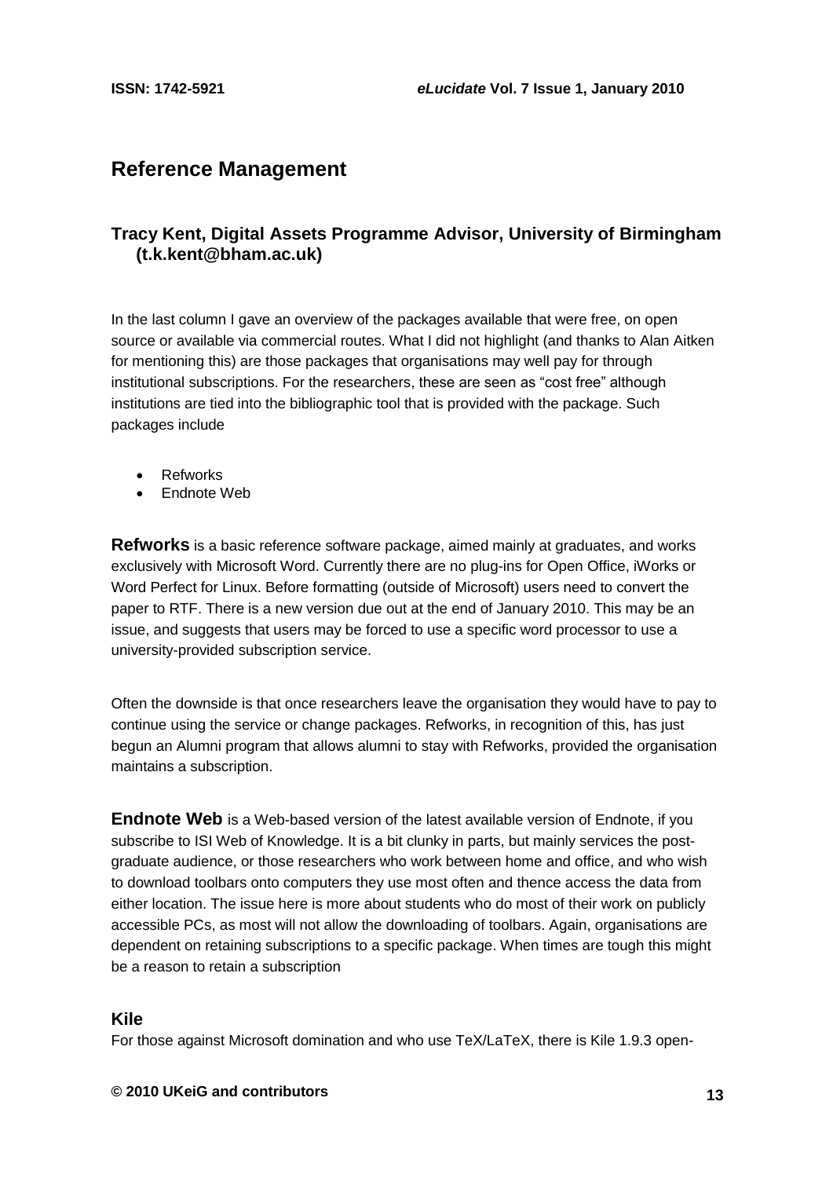# Reference Management

## Tracy Kent, Digital Assets Programme Advisor, University of Birmingham (t.k.kent@bham.ac.uk)

In the last column I gave an overview of the packages available that were free, on open source or available via commercial routes. What I did not highlight (and thanks to Alan Aitken for mentioning this) are those packages that organisations may well pay for through institutional subscriptions. For the researchers, these are seen as "cost free" although institutions are tied into the bibliographic tool that is provided with the package. Such packages include

- Refworks
- Endnote Web

**Refworks** is a basic reference software package, aimed mainly at graduates, and works exclusively with Microsoft Word. Currently there are no plug-ins for Open Office, iWorks or Word Perfect for Linux. Before formatting (outside of Microsoft) users need to convert the paper to RTF. There is a new version due out at the end of January 2010. This may be an issue, and suggests that users may be forced to use a specific word processor to use a university-provided subscription service.

Often the downside is that once researchers leave the organisation they would have to pay to continue using the service or change packages. Refworks, in recognition of this, has just begun an Alumni program that allows alumni to stay with Refworks, provided the organisation maintains a subscription.

**Endnote Web** is a Web-based version of the latest available version of Endnote, if you subscribe to ISI Web of Knowledge. It is a bit clunky in parts, but mainly services the post-graduate audience, or those researchers who work between home and office, and who wish to download toolbars onto computers they use most often and thence access the data from either location. The issue here is more about students who do most of their work on publicly accessible PCs, as most will not allow the downloading of toolbars. Again, organisations are dependent on retaining subscriptions to a specific package. When times are tough this might be a reason to retain a subscription

### Kile

For those against Microsoft domination and who use TeX/LaTeX, there is Kile 1.9.3 open-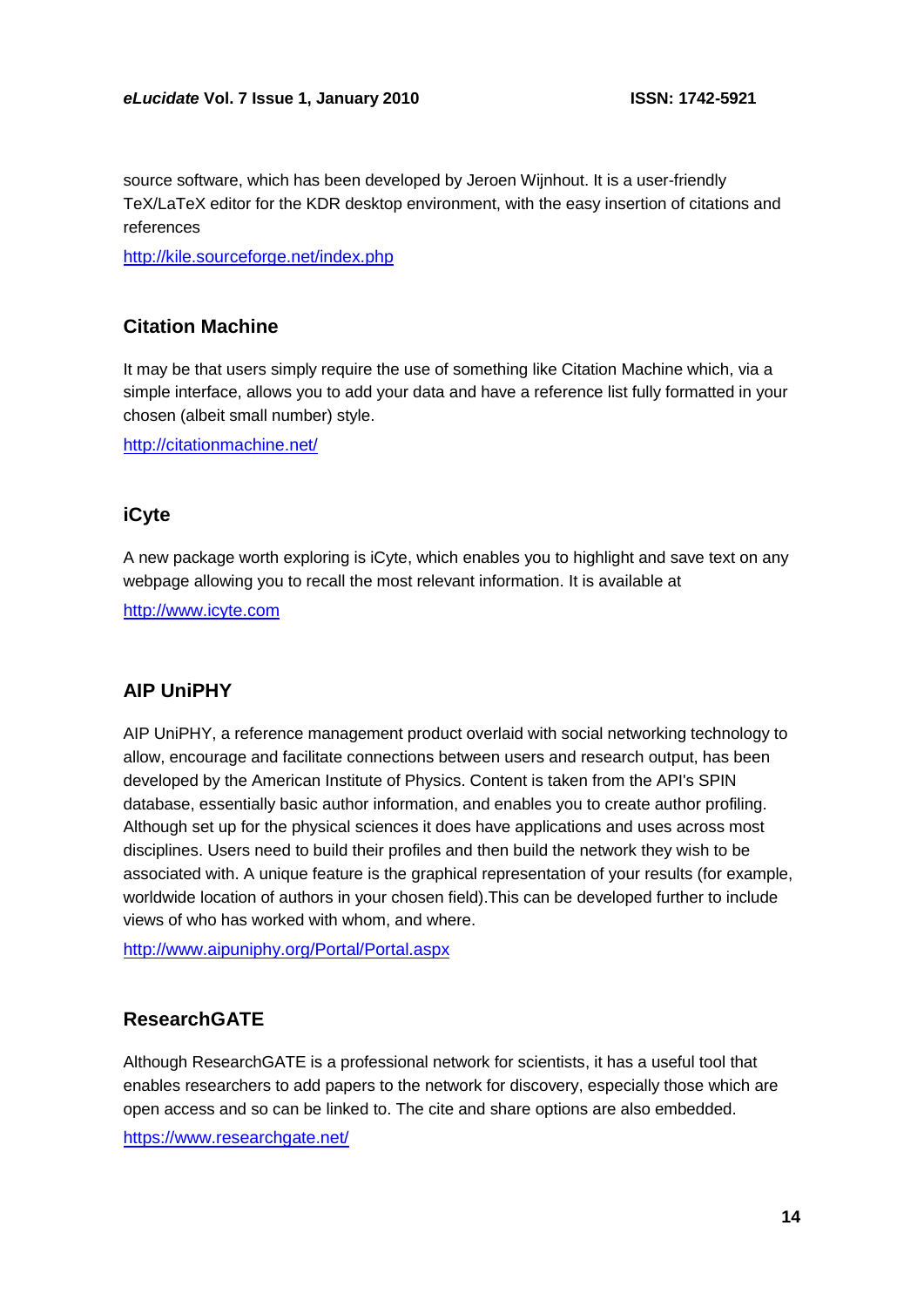source software, which has been developed by Jeroen Wijnhout. It is a user-friendly TeX/LaTeX editor for the KDR desktop environment, with the easy insertion of citations and references

http://kile.sourceforge.net/index.php

## Citation Machine

It may be that users simply require the use of something like Citation Machine which, via a simple interface, allows you to add your data and have a reference list fully formatted in your chosen (albeit small number) style.

http://citationmachine.net/

## iCyte

A new package worth exploring is iCyte, which enables you to highlight and save text on any webpage allowing you to recall the most relevant information. It is available at

http://www.icyte.com

## AIP UniPHY

AIP UniPHY, a reference management product overlaid with social networking technology to allow, encourage and facilitate connections between users and research output, has been developed by the American Institute of Physics. Content is taken from the API's SPIN database, essentially basic author information, and enables you to create author profiling. Although set up for the physical sciences it does have applications and uses across most disciplines. Users need to build their profiles and then build the network they wish to be associated with. A unique feature is the graphical representation of your results (for example, worldwide location of authors in your chosen field).This can be developed further to include views of who has worked with whom, and where.

http://www.aipuniphy.org/Portal/Portal.aspx

## ResearchGATE

Although ResearchGATE is a professional network for scientists, it has a useful tool that enables researchers to add papers to the network for discovery, especially those which are open access and so can be linked to. The cite and share options are also embedded.

https://www.researchgate.net/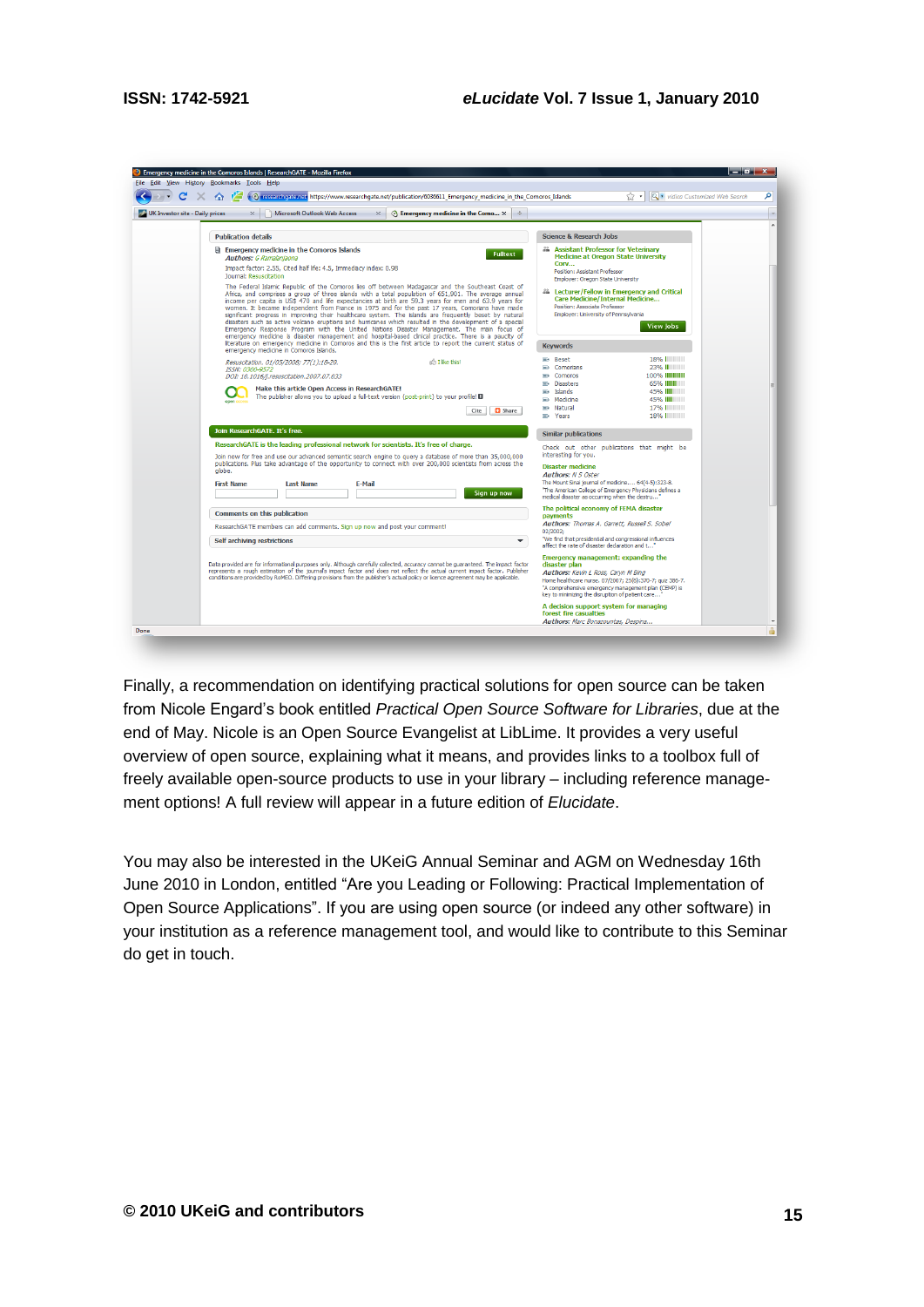Finally, a recommendation on identifying practical solutions for open source can be taken from Nicole Engard's book entitled *Practical Open Source Software for Libraries*, due at the end of May. Nicole is an Open Source Evangelist at LibLime. It provides a very useful overview of open source, explaining what it means, and provides links to a toolbox full of freely available open-source products to use in your library – including reference management options! A full review will appear in a future edition of *Elucidate*.

You may also be interested in the UKeiG Annual Seminar and AGM on Wednesday 16th June 2010 in London, entitled "Are you Leading or Following: Practical Implementation of Open Source Applications". If you are using open source (or indeed any other software) in your institution as a reference management tool, and would like to contribute to this Seminar do get in touch.